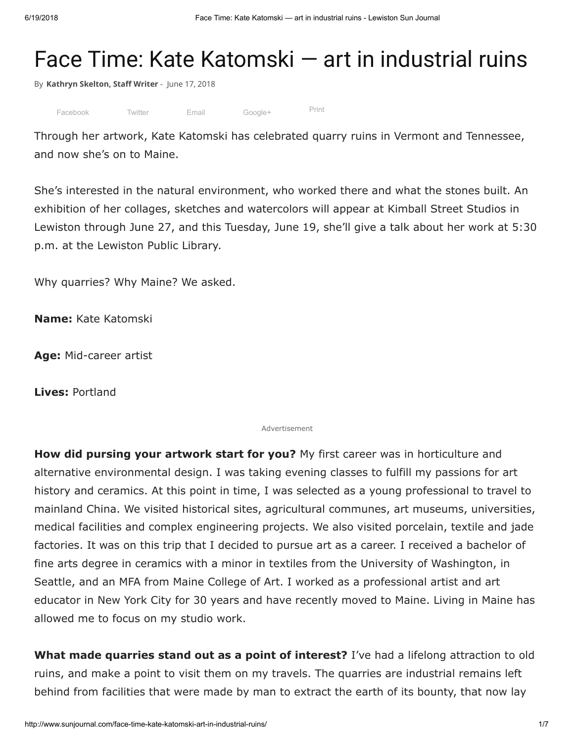# Face Time: Kate Katomski — art in industrial ruins

By **Kathryn Skelton, Staff Writer** - June 17, 2018

Facebook Twitter Email Google+ Print

Through her artwork, Kate Katomski has celebrated quarry ruins in Vermont and Tennessee, and now she's on to Maine.

She's interested in the natural environment, who worked there and what the stones built. An exhibition of her collages, sketches and watercolors will appear at Kimball Street Studios in Lewiston through June 27, and this Tuesday, June 19, she'll give a talk about her work at 5:30 p.m. at the Lewiston Public Library.

Why quarries? Why Maine? We asked.

**Name:** Kate Katomski

**Age:** Mid-career artist

**Lives:** Portland

Advertisement

**How did pursing your artwork start for you?** My first career was in horticulture and alternative environmental design. I was taking evening classes to fulfill my passions for art history and ceramics. At this point in time, I was selected as a young professional to travel to mainland China. We visited historical sites, agricultural communes, art museums, universities, medical facilities and complex engineering projects. We also visited porcelain, textile and jade factories. It was on this trip that I decided to pursue art as a career. I received a bachelor of fine arts degree in ceramics with a minor in textiles from the University of Washington, in Seattle, and an MFA from Maine College of Art. I worked as a professional artist and art educator in New York City for 30 years and have recently moved to Maine. Living in Maine has allowed me to focus on my studio work.

**What made quarries stand out as a point of interest?** I've had a lifelong attraction to old ruins, and make a point to visit them on my travels. The quarries are industrial remains left behind from facilities that were made by man to extract the earth of its bounty, that now lay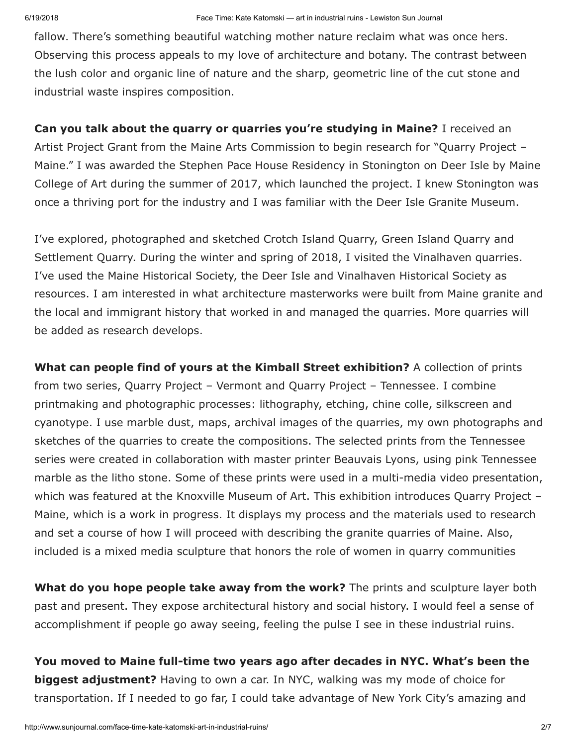fallow. There's something beautiful watching mother nature reclaim what was once hers. Observing this process appeals to my love of architecture and botany. The contrast between the lush color and organic line of nature and the sharp, geometric line of the cut stone and industrial waste inspires composition.

**Can you talk about the quarry or quarries you're studying in Maine?** I received an Artist Project Grant from the Maine Arts Commission to begin research for "Quarry Project – Maine." I was awarded the Stephen Pace House Residency in Stonington on Deer Isle by Maine College of Art during the summer of 2017, which launched the project. I knew Stonington was once a thriving port for the industry and I was familiar with the Deer Isle Granite Museum.

I've explored, photographed and sketched Crotch Island Quarry, Green Island Quarry and Settlement Quarry. During the winter and spring of 2018, I visited the Vinalhaven quarries. I've used the Maine Historical Society, the Deer Isle and Vinalhaven Historical Society as resources. I am interested in what architecture masterworks were built from Maine granite and the local and immigrant history that worked in and managed the quarries. More quarries will be added as research develops.

**What can people find of yours at the Kimball Street exhibition?** A collection of prints from two series, Quarry Project – Vermont and Quarry Project – Tennessee. I combine printmaking and photographic processes: lithography, etching, chine colle, silkscreen and cyanotype. I use marble dust, maps, archival images of the quarries, my own photographs and sketches of the quarries to create the compositions. The selected prints from the Tennessee series were created in collaboration with master printer Beauvais Lyons, using pink Tennessee marble as the litho stone. Some of these prints were used in a multi-media video presentation, which was featured at the Knoxville Museum of Art. This exhibition introduces Quarry Project – Maine, which is a work in progress. It displays my process and the materials used to research and set a course of how I will proceed with describing the granite quarries of Maine. Also, included is a mixed media sculpture that honors the role of women in quarry communities

**What do you hope people take away from the work?** The prints and sculpture layer both past and present. They expose architectural history and social history. I would feel a sense of accomplishment if people go away seeing, feeling the pulse I see in these industrial ruins.

**You moved to Maine full-time two years ago after decades in NYC. What's been the biggest adjustment?** Having to own a car. In NYC, walking was my mode of choice for transportation. If I needed to go far, I could take advantage of New York City's amazing and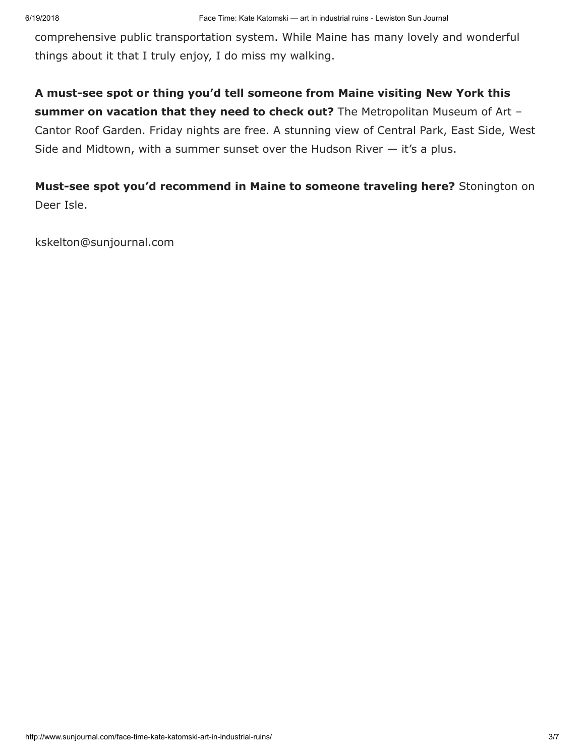comprehensive public transportation system. While Maine has many lovely and wonderful things about it that I truly enjoy, I do miss my walking.

**A must-see spot or thing you'd tell someone from Maine visiting New York this summer on vacation that they need to check out?** The Metropolitan Museum of Art – Cantor Roof Garden. Friday nights are free. A stunning view of Central Park, East Side, West Side and Midtown, with a summer sunset over the Hudson River — it's a plus.

**Must-see spot you'd recommend in Maine to someone traveling here?** Stonington on Deer Isle.

kskelton@sunjournal.com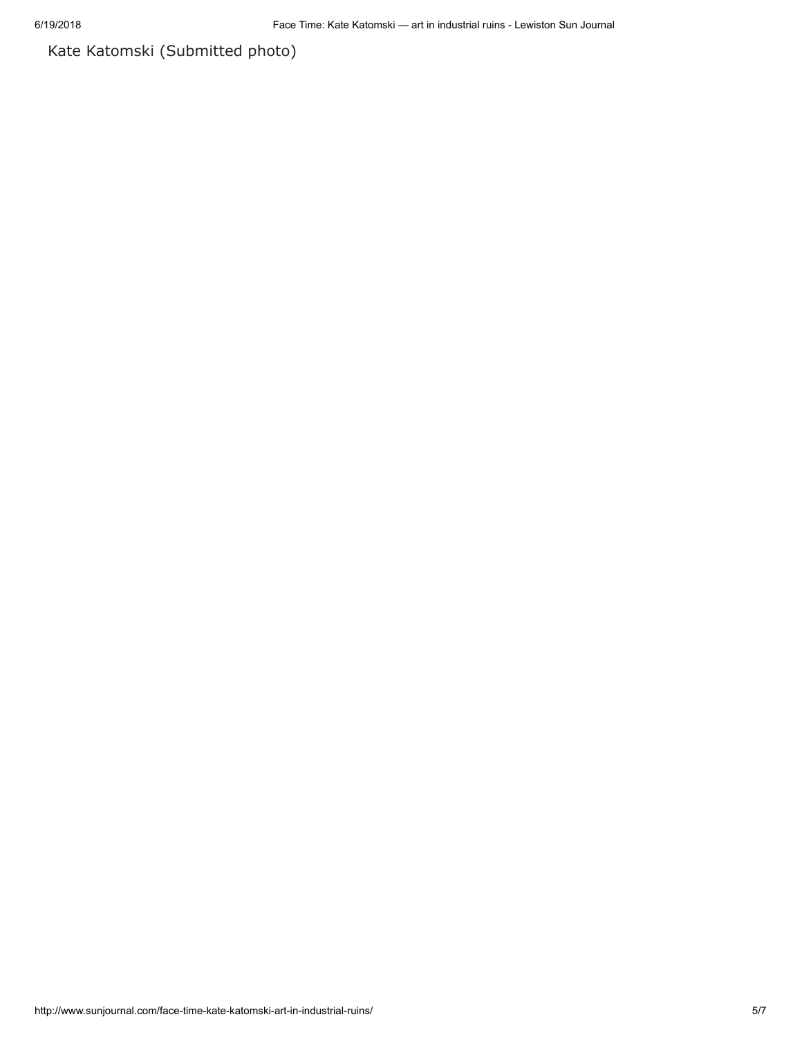Kate Katomski (Submitted photo)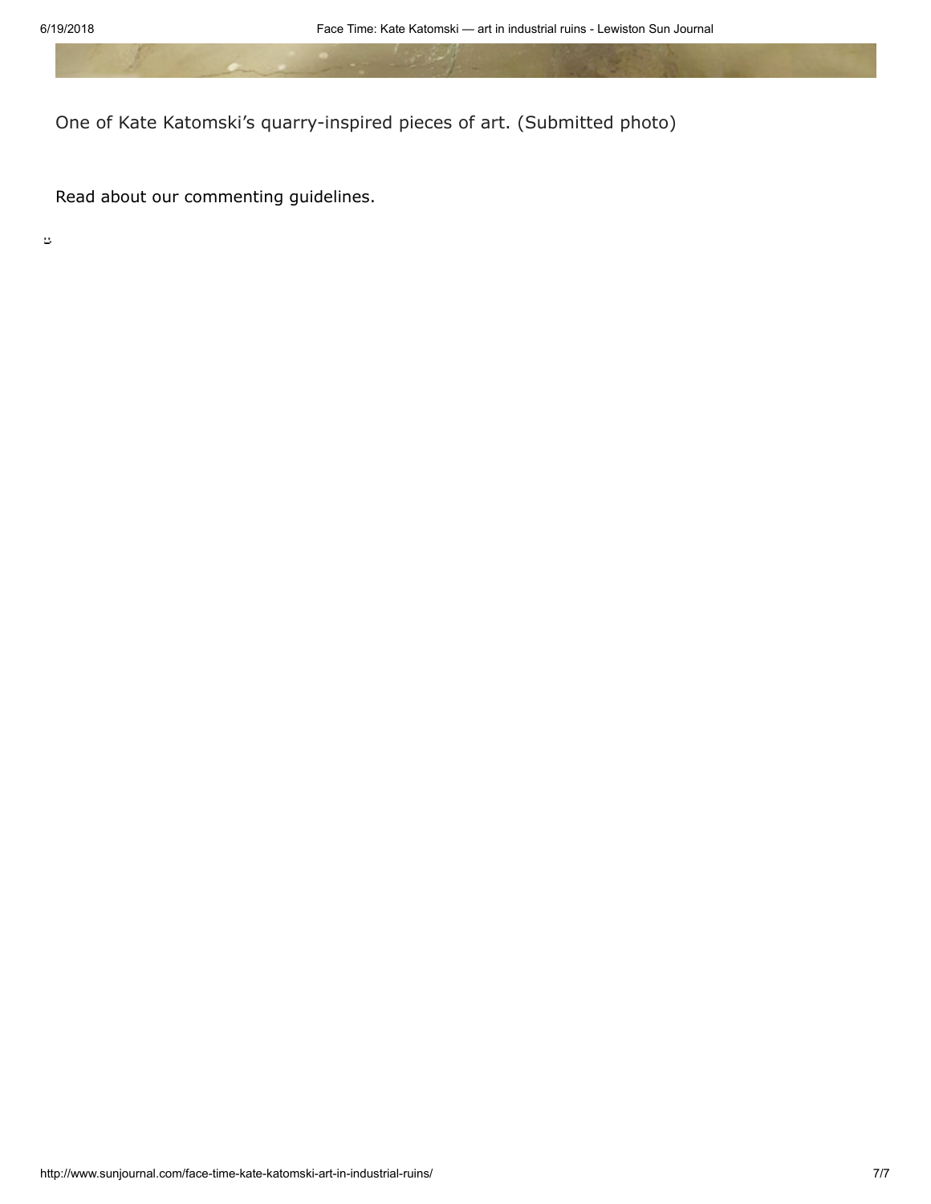One of Kate Katomski's quarry-inspired pieces of art. (Submitted photo)

Read about our commenting guidelines.